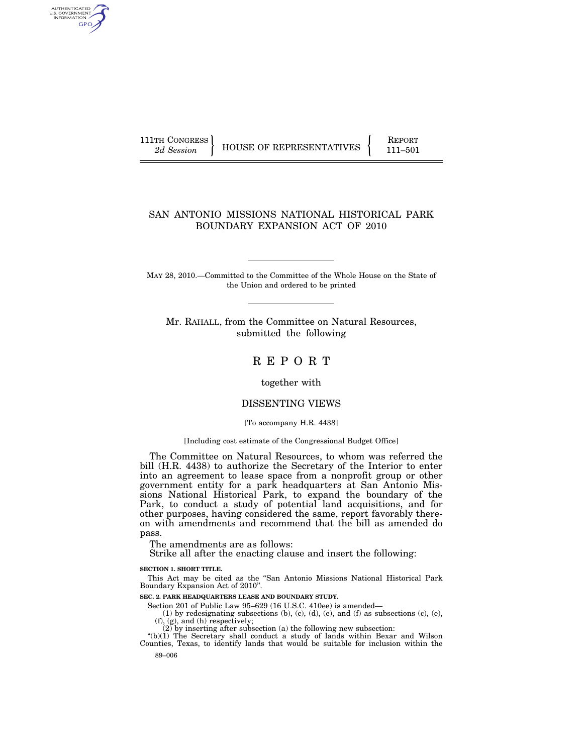111TH CONGRESS
2d Session

HOUSE OF REPRESENTATIVES

REPORT
111–501

# SAN ANTONIO MISSIONS NATIONAL HISTORICAL PARK BOUNDARY EXPANSION ACT OF 2010

MAY 28, 2010.—Committed to the Committee of the Whole House on the State of the Union and ordered to be printed

Mr. RAHALL, from the Committee on Natural Resources, submitted the following

# R E P O R T

together with

## DISSENTING VIEWS

[To accompany H.R. 4438]

[Including cost estimate of the Congressional Budget Office]

The Committee on Natural Resources, to whom was referred the bill (H.R. 4438) to authorize the Secretary of the Interior to enter into an agreement to lease space from a nonprofit group or other government entity for a park headquarters at San Antonio Missions National Historical Park, to expand the boundary of the Park, to conduct a study of potential land acquisitions, and for other purposes, having considered the same, report favorably thereon with amendments and recommend that the bill as amended do pass.

The amendments are as follows:

Strike all after the enacting clause and insert the following:

**SECTION 1. SHORT TITLE.**

This Act may be cited as the "San Antonio Missions National Historical Park Boundary Expansion Act of 2010".

**SEC. 2. PARK HEADQUARTERS LEASE AND BOUNDARY STUDY.**

Section 201 of Public Law 95–629 (16 U.S.C. 410ee) is amended—

(1) by redesignating subsections (b), (c), (d), (e), and (f) as subsections (c), (e), (f), (g), and (h) respectively;

(2) by inserting after subsection (a) the following new subsection:

"(b)(1) The Secretary shall conduct a study of lands within Bexar and Wilson Counties, Texas, to identify lands that would be suitable for inclusion within the

89–006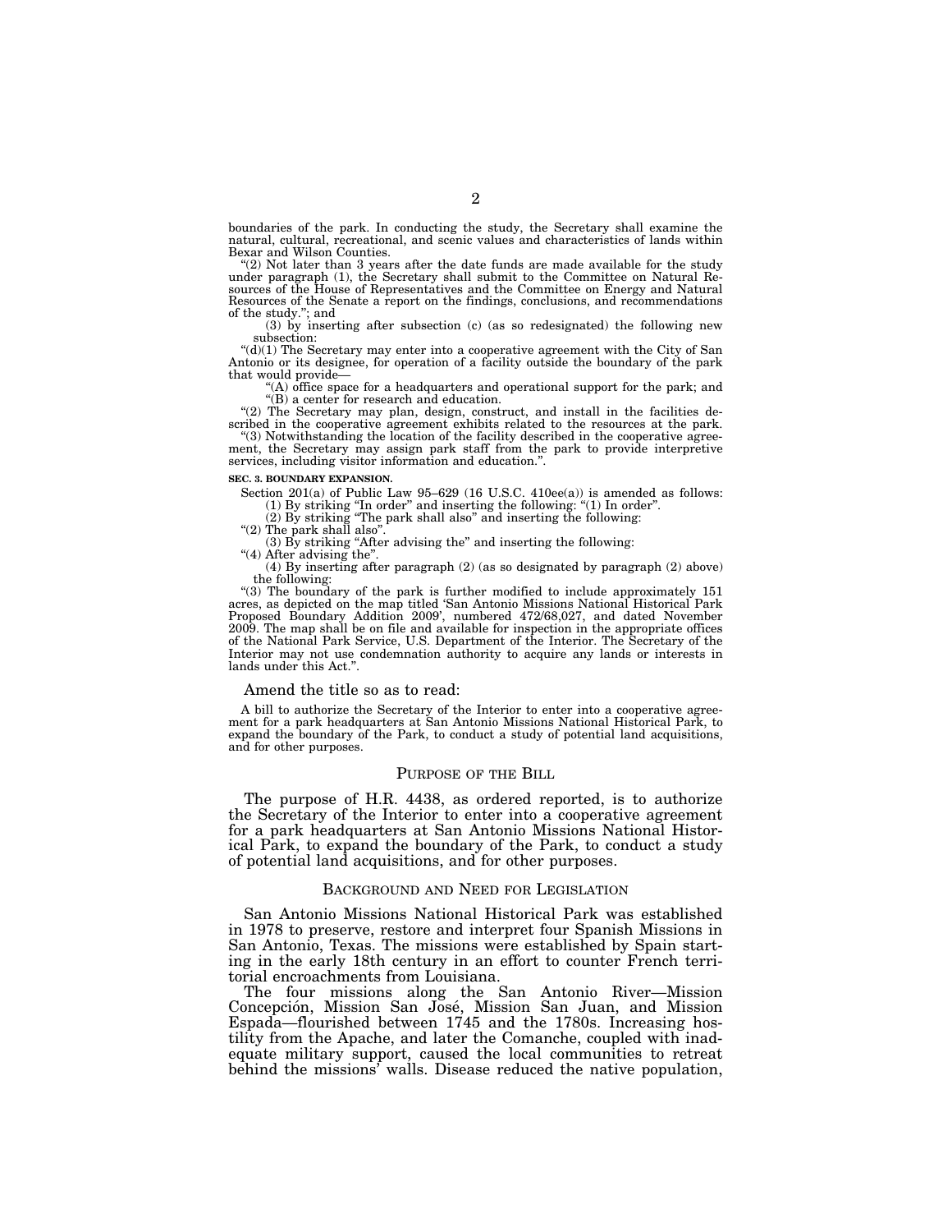boundaries of the park. In conducting the study, the Secretary shall examine the natural, cultural, recreational, and scenic values and characteristics of lands within Bexar and Wilson Counties.

"(2) Not later than 3 years after the date funds are made available for the study under paragraph (1), the Secretary shall submit to the Committee on Natural Resources of the House of Representatives and the Committee on Energy and Natural Resources of the Senate a report on the findings, conclusions, and recommendations of the study."; and

(3) by inserting after subsection (c) (as so redesignated) the following new subsection:

"(d)(1) The Secretary may enter into a cooperative agreement with the City of San Antonio or its designee, for operation of a facility outside the boundary of the park that would provide—

"(A) office space for a headquarters and operational support for the park; and

"(B) a center for research and education.

"(2) The Secretary may plan, design, construct, and install in the facilities described in the cooperative agreement exhibits related to the resources at the park.

"(3) Notwithstanding the location of the facility described in the cooperative agreement, the Secretary may assign park staff from the park to provide interpretive services, including visitor information and education.".

**SEC. 3. BOUNDARY EXPANSION.**

Section 201(a) of Public Law 95–629 (16 U.S.C. 410ee(a)) is amended as follows:

(1) By striking "In order" and inserting the following: "(1) In order".

(2) By striking "The park shall also" and inserting the following:

"(2) The park shall also".

(3) By striking "After advising the" and inserting the following:

"(4) After advising the".

(4) By inserting after paragraph (2) (as so designated by paragraph (2) above) the following:

"(3) The boundary of the park is further modified to include approximately 151 acres, as depicted on the map titled 'San Antonio Missions National Historical Park Proposed Boundary Addition 2009', numbered 472/68,027, and dated November 2009. The map shall be on file and available for inspection in the appropriate offices of the National Park Service, U.S. Department of the Interior. The Secretary of the Interior may not use condemnation authority to acquire any lands or interests in lands under this Act.".

Amend the title so as to read:

A bill to authorize the Secretary of the Interior to enter into a cooperative agreement for a park headquarters at San Antonio Missions National Historical Park, to expand the boundary of the Park, to conduct a study of potential land acquisitions, and for other purposes.

## PURPOSE OF THE BILL

The purpose of H.R. 4438, as ordered reported, is to authorize the Secretary of the Interior to enter into a cooperative agreement for a park headquarters at San Antonio Missions National Historical Park, to expand the boundary of the Park, to conduct a study of potential land acquisitions, and for other purposes.

## BACKGROUND AND NEED FOR LEGISLATION

San Antonio Missions National Historical Park was established in 1978 to preserve, restore and interpret four Spanish Missions in San Antonio, Texas. The missions were established by Spain starting in the early 18th century in an effort to counter French territorial encroachments from Louisiana.

The four missions along the San Antonio River—Mission Concepción, Mission San José, Mission San Juan, and Mission Espada—flourished between 1745 and the 1780s. Increasing hostility from the Apache, and later the Comanche, coupled with inadequate military support, caused the local communities to retreat behind the missions' walls. Disease reduced the native population,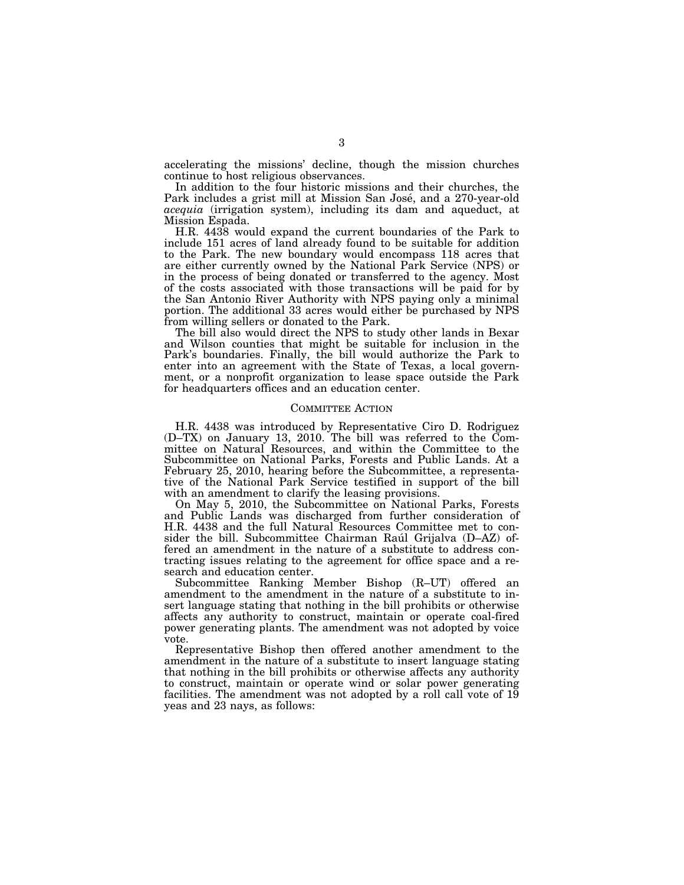accelerating the missions' decline, though the mission churches continue to host religious observances.

In addition to the four historic missions and their churches, the Park includes a grist mill at Mission San José, and a 270-year-old *acequia* (irrigation system), including its dam and aqueduct, at Mission Espada.

H.R. 4438 would expand the current boundaries of the Park to include 151 acres of land already found to be suitable for addition to the Park. The new boundary would encompass 118 acres that are either currently owned by the National Park Service (NPS) or in the process of being donated or transferred to the agency. Most of the costs associated with those transactions will be paid for by the San Antonio River Authority with NPS paying only a minimal portion. The additional 33 acres would either be purchased by NPS from willing sellers or donated to the Park.

The bill also would direct the NPS to study other lands in Bexar and Wilson counties that might be suitable for inclusion in the Park's boundaries. Finally, the bill would authorize the Park to enter into an agreement with the State of Texas, a local government, or a nonprofit organization to lease space outside the Park for headquarters offices and an education center.

## COMMITTEE ACTION

H.R. 4438 was introduced by Representative Ciro D. Rodriguez (D–TX) on January 13, 2010. The bill was referred to the Committee on Natural Resources, and within the Committee to the Subcommittee on National Parks, Forests and Public Lands. At a February 25, 2010, hearing before the Subcommittee, a representative of the National Park Service testified in support of the bill with an amendment to clarify the leasing provisions.

On May 5, 2010, the Subcommittee on National Parks, Forests and Public Lands was discharged from further consideration of H.R. 4438 and the full Natural Resources Committee met to consider the bill. Subcommittee Chairman Raúl Grijalva (D–AZ) offered an amendment in the nature of a substitute to address contracting issues relating to the agreement for office space and a research and education center.

Subcommittee Ranking Member Bishop (R–UT) offered an amendment to the amendment in the nature of a substitute to insert language stating that nothing in the bill prohibits or otherwise affects any authority to construct, maintain or operate coal-fired power generating plants. The amendment was not adopted by voice vote.

Representative Bishop then offered another amendment to the amendment in the nature of a substitute to insert language stating that nothing in the bill prohibits or otherwise affects any authority to construct, maintain or operate wind or solar power generating facilities. The amendment was not adopted by a roll call vote of 19 yeas and 23 nays, as follows: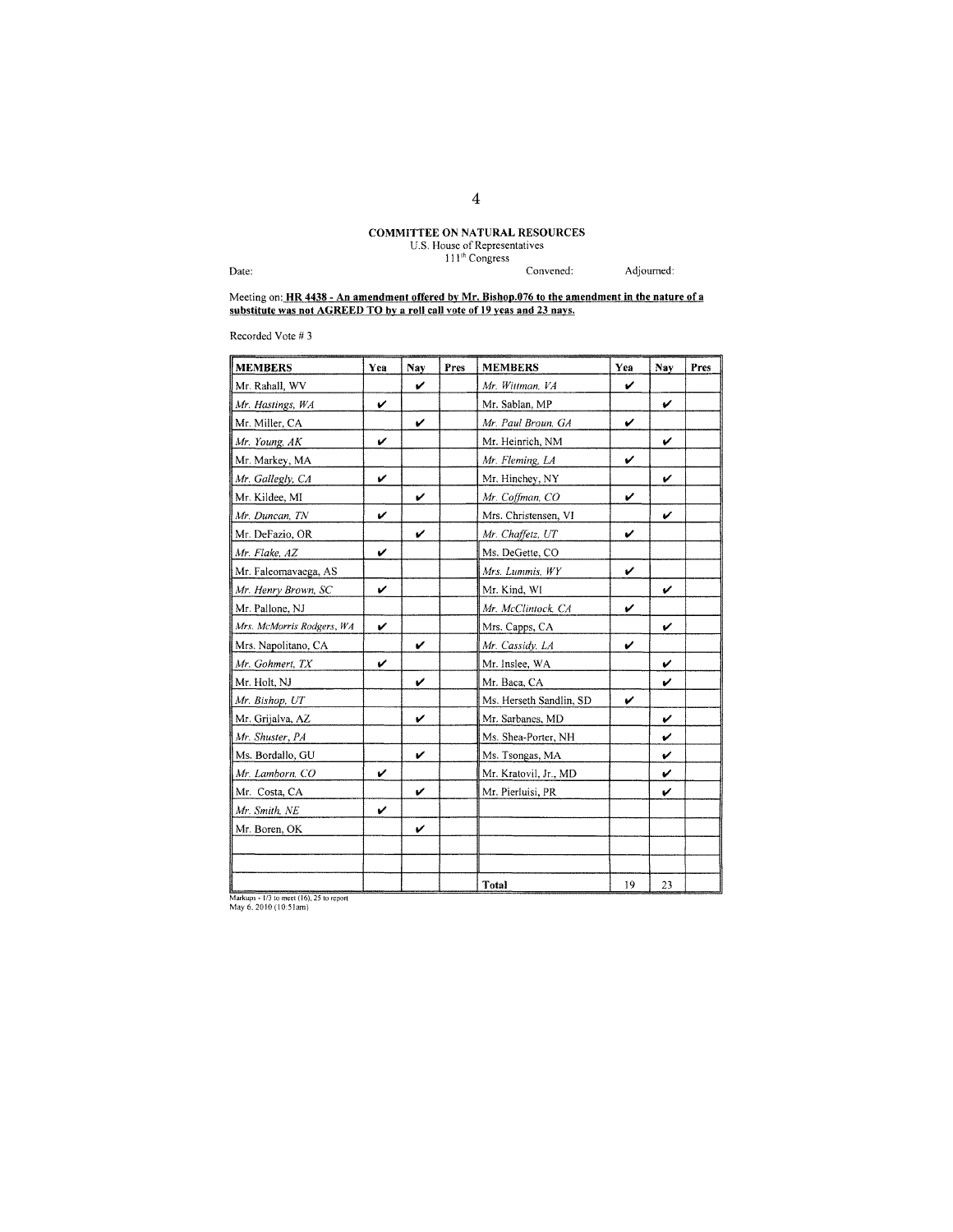**COMMITTEE ON NATURAL RESOURCES**
U.S. House of Representatives
111th Congress

Date: Convened: Adjourned:

Meeting on: **HR 4438 - An amendment offered by Mr. Bishop.076 to the amendment in the nature of a substitute was not AGREED TO by a roll call vote of 19 yeas and 23 nays.**

Recorded Vote # 3

| MEMBERS | Yea | Nay | Pres | MEMBERS | Yea | Nay | Pres |
|---|---|---|---|---|---|---|---|
| Mr. Rahall, WV | | ✔ | | *Mr. Wittman, VA* | ✔ | | |
| *Mr. Hastings, WA* | ✔ | | | Mr. Sablan, MP | | ✔ | |
| Mr. Miller, CA | | ✔ | | *Mr. Paul Broun, GA* | ✔ | | |
| *Mr. Young, AK* | ✔ | | | Mr. Heinrich, NM | | ✔ | |
| Mr. Markey, MA | | | | *Mr. Fleming, LA* | ✔ | | |
| *Mr. Gallegly, CA* | ✔ | | | Mr. Hinchey, NY | | ✔ | |
| Mr. Kildee, MI | | ✔ | | *Mr. Coffman, CO* | ✔ | | |
| *Mr. Duncan, TN* | ✔ | | | Mrs. Christensen, VI | | ✔ | |
| Mr. DeFazio, OR | | ✔ | | *Mr. Chaffetz, UT* | ✔ | | |
| *Mr. Flake, AZ* | ✔ | | | Ms. DeGette, CO | | | |
| Mr. Faleomavaega, AS | | | | *Mrs. Lummis, WY* | ✔ | | |
| *Mr. Henry Brown, SC* | ✔ | | | Mr. Kind, WI | | ✔ | |
| Mr. Pallone, NJ | | | | *Mr. McClintock, CA* | ✔ | | |
| *Mrs. McMorris Rodgers, WA* | ✔ | | | Mrs. Capps, CA | | ✔ | |
| Mrs. Napolitano, CA | | ✔ | | *Mr. Cassidy, LA* | ✔ | | |
| *Mr. Gohmert, TX* | ✔ | | | Mr. Inslee, WA | | ✔ | |
| Mr. Holt, NJ | | ✔ | | Mr. Baca, CA | | ✔ | |
| *Mr. Bishop, UT* | | | | Ms. Herseth Sandlin, SD | ✔ | | |
| Mr. Grijalva, AZ | | ✔ | | Mr. Sarbanes, MD | | ✔ | |
| *Mr. Shuster, PA* | | | | Ms. Shea-Porter, NH | | ✔ | |
| Ms. Bordallo, GU | | ✔ | | Ms. Tsongas, MA | | ✔ | |
| *Mr. Lamborn, CO* | ✔ | | | Mr. Kratovil, Jr., MD | | ✔ | |
| Mr. Costa, CA | | ✔ | | Mr. Pierluisi, PR | | ✔ | |
| *Mr. Smith, NE* | ✔ | | | | | | |
| Mr. Boren, OK | | ✔ | | | | | |
| | | | | | | | |
| | | | | | | | |
| | | | | **Total** | 19 | 23 | |

Markups - 1/3 to meet (16), 25 to report
May 6, 2010 (10:51am)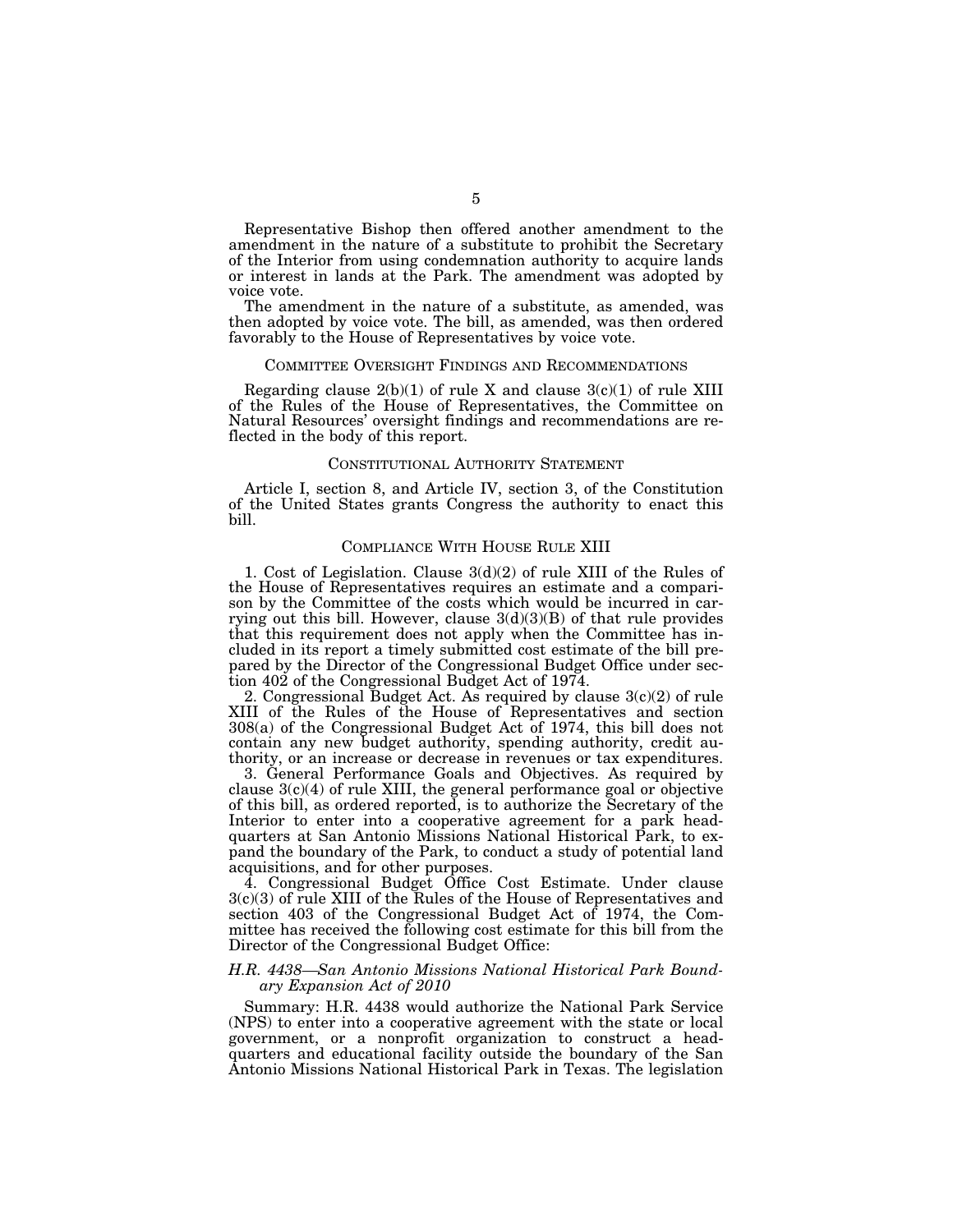Representative Bishop then offered another amendment to the amendment in the nature of a substitute to prohibit the Secretary of the Interior from using condemnation authority to acquire lands or interest in lands at the Park. The amendment was adopted by voice vote.

The amendment in the nature of a substitute, as amended, was then adopted by voice vote. The bill, as amended, was then ordered favorably to the House of Representatives by voice vote.

## COMMITTEE OVERSIGHT FINDINGS AND RECOMMENDATIONS

Regarding clause 2(b)(1) of rule X and clause 3(c)(1) of rule XIII of the Rules of the House of Representatives, the Committee on Natural Resources' oversight findings and recommendations are reflected in the body of this report.

## CONSTITUTIONAL AUTHORITY STATEMENT

Article I, section 8, and Article IV, section 3, of the Constitution of the United States grants Congress the authority to enact this bill.

## COMPLIANCE WITH HOUSE RULE XIII

1. Cost of Legislation. Clause 3(d)(2) of rule XIII of the Rules of the House of Representatives requires an estimate and a comparison by the Committee of the costs which would be incurred in carrying out this bill. However, clause 3(d)(3)(B) of that rule provides that this requirement does not apply when the Committee has included in its report a timely submitted cost estimate of the bill prepared by the Director of the Congressional Budget Office under section 402 of the Congressional Budget Act of 1974.

2. Congressional Budget Act. As required by clause 3(c)(2) of rule XIII of the Rules of the House of Representatives and section 308(a) of the Congressional Budget Act of 1974, this bill does not contain any new budget authority, spending authority, credit authority, or an increase or decrease in revenues or tax expenditures.

3. General Performance Goals and Objectives. As required by clause 3(c)(4) of rule XIII, the general performance goal or objective of this bill, as ordered reported, is to authorize the Secretary of the Interior to enter into a cooperative agreement for a park headquarters at San Antonio Missions National Historical Park, to expand the boundary of the Park, to conduct a study of potential land acquisitions, and for other purposes.

4. Congressional Budget Office Cost Estimate. Under clause 3(c)(3) of rule XIII of the Rules of the House of Representatives and section 403 of the Congressional Budget Act of 1974, the Committee has received the following cost estimate for this bill from the Director of the Congressional Budget Office:

*H.R. 4438—San Antonio Missions National Historical Park Boundary Expansion Act of 2010*

Summary: H.R. 4438 would authorize the National Park Service (NPS) to enter into a cooperative agreement with the state or local government, or a nonprofit organization to construct a headquarters and educational facility outside the boundary of the San Antonio Missions National Historical Park in Texas. The legislation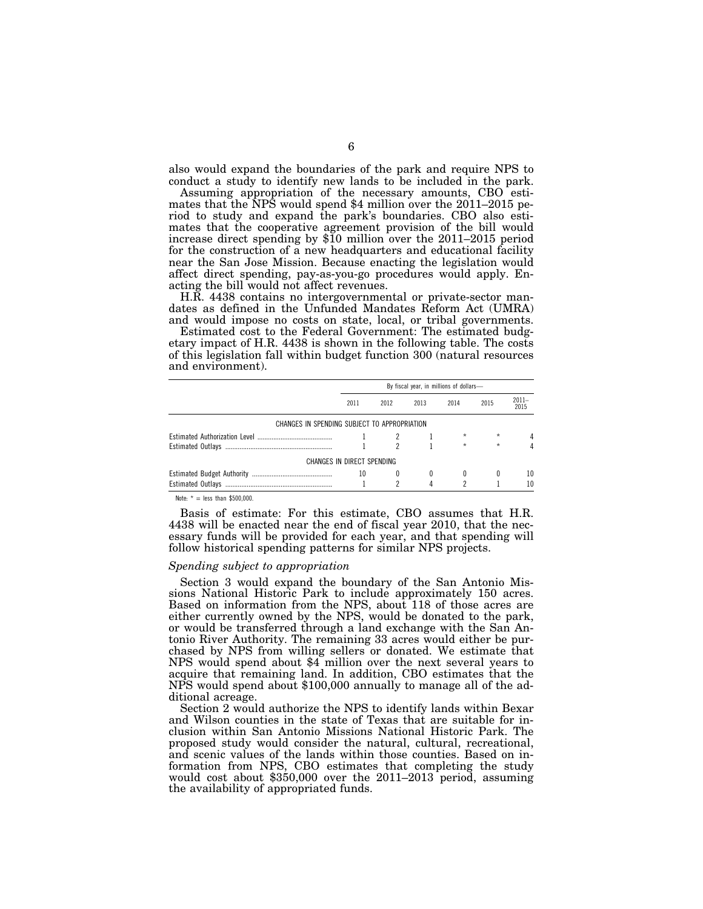also would expand the boundaries of the park and require NPS to conduct a study to identify new lands to be included in the park.

Assuming appropriation of the necessary amounts, CBO estimates that the NPS would spend $4 million over the 2011–2015 period to study and expand the park's boundaries. CBO also estimates that the cooperative agreement provision of the bill would increase direct spending by $10 million over the 2011–2015 period for the construction of a new headquarters and educational facility near the San Jose Mission. Because enacting the legislation would affect direct spending, pay-as-you-go procedures would apply. Enacting the bill would not affect revenues.

H.R. 4438 contains no intergovernmental or private-sector mandates as defined in the Unfunded Mandates Reform Act (UMRA) and would impose no costs on state, local, or tribal governments.

Estimated cost to the Federal Government: The estimated budgetary impact of H.R. 4438 is shown in the following table. The costs of this legislation fall within budget function 300 (natural resources and environment).

| | By fiscal year, in millions of dollars— | | | | | |
|---|---|---|---|---|---|---|
| | 2011 | 2012 | 2013 | 2014 | 2015 | 2011–2015 |
| CHANGES IN SPENDING SUBJECT TO APPROPRIATION | | | | | | |
| Estimated Authorization Level | 1 | 2 | 1 | * | * | 4 |
| Estimated Outlays | 1 | 2 | 1 | * | * | 4 |
| CHANGES IN DIRECT SPENDING | | | | | | |
| Estimated Budget Authority | 10 | 0 | 0 | 0 | 0 | 10 |
| Estimated Outlays | 1 | 2 | 4 | 2 | 1 | 10 |

Note: * = less than $500,000.

Basis of estimate: For this estimate, CBO assumes that H.R. 4438 will be enacted near the end of fiscal year 2010, that the necessary funds will be provided for each year, and that spending will follow historical spending patterns for similar NPS projects.

*Spending subject to appropriation*

Section 3 would expand the boundary of the San Antonio Missions National Historic Park to include approximately 150 acres. Based on information from the NPS, about 118 of those acres are either currently owned by the NPS, would be donated to the park, or would be transferred through a land exchange with the San Antonio River Authority. The remaining 33 acres would either be purchased by NPS from willing sellers or donated. We estimate that NPS would spend about $4 million over the next several years to acquire that remaining land. In addition, CBO estimates that the NPS would spend about $100,000 annually to manage all of the additional acreage.

Section 2 would authorize the NPS to identify lands within Bexar and Wilson counties in the state of Texas that are suitable for inclusion within San Antonio Missions National Historic Park. The proposed study would consider the natural, cultural, recreational, and scenic values of the lands within those counties. Based on information from NPS, CBO estimates that completing the study would cost about $350,000 over the 2011–2013 period, assuming the availability of appropriated funds.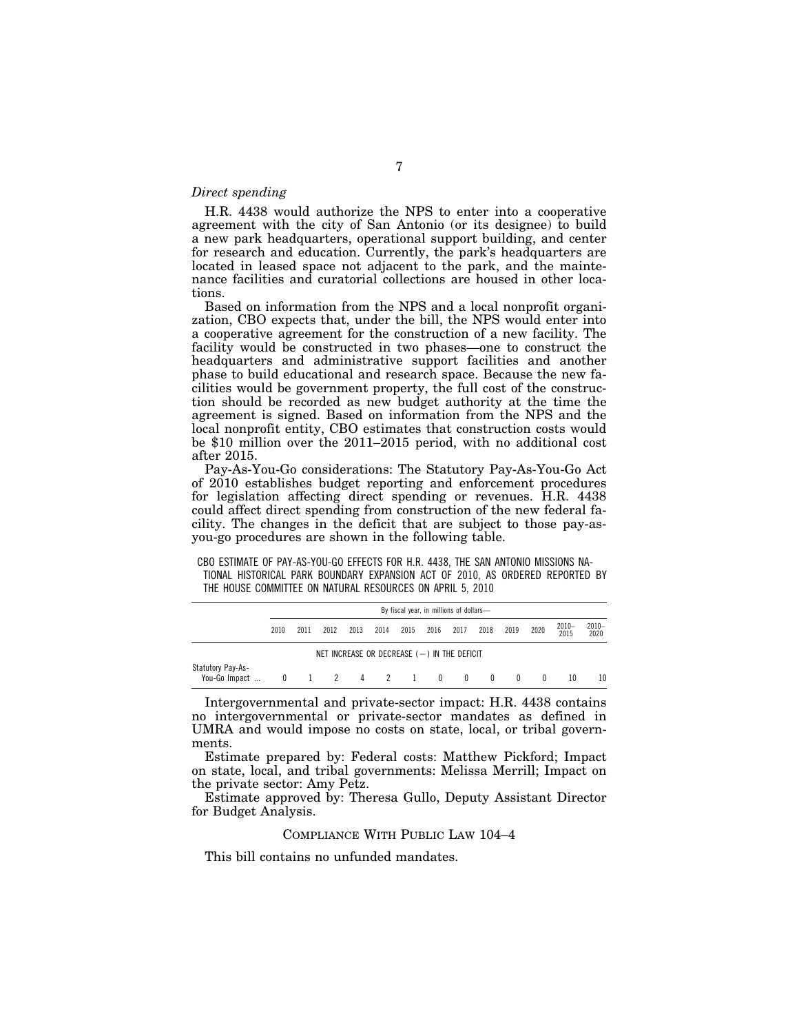*Direct spending*

H.R. 4438 would authorize the NPS to enter into a cooperative agreement with the city of San Antonio (or its designee) to build a new park headquarters, operational support building, and center for research and education. Currently, the park's headquarters are located in leased space not adjacent to the park, and the maintenance facilities and curatorial collections are housed in other locations.

Based on information from the NPS and a local nonprofit organization, CBO expects that, under the bill, the NPS would enter into a cooperative agreement for the construction of a new facility. The facility would be constructed in two phases—one to construct the headquarters and administrative support facilities and another phase to build educational and research space. Because the new facilities would be government property, the full cost of the construction should be recorded as new budget authority at the time the agreement is signed. Based on information from the NPS and the local nonprofit entity, CBO estimates that construction costs would be $10 million over the 2011–2015 period, with no additional cost after 2015.

Pay-As-You-Go considerations: The Statutory Pay-As-You-Go Act of 2010 establishes budget reporting and enforcement procedures for legislation affecting direct spending or revenues. H.R. 4438 could affect direct spending from construction of the new federal facility. The changes in the deficit that are subject to those pay-as-you-go procedures are shown in the following table.

CBO ESTIMATE OF PAY-AS-YOU-GO EFFECTS FOR H.R. 4438, THE SAN ANTONIO MISSIONS NATIONAL HISTORICAL PARK BOUNDARY EXPANSION ACT OF 2010, AS ORDERED REPORTED BY THE HOUSE COMMITTEE ON NATURAL RESOURCES ON APRIL 5, 2010

| | By fiscal year, in millions of dollars— | | | | | | | | | | | | |
|---|---|---|---|---|---|---|---|---|---|---|---|---|---|
| | 2010 | 2011 | 2012 | 2013 | 2014 | 2015 | 2016 | 2017 | 2018 | 2019 | 2020 | 2010–2015 | 2010–2020 |
| | NET INCREASE OR DECREASE (−) IN THE DEFICIT | | | | | | | | | | | | |
| Statutory Pay-As-You-Go Impact ... | 0 | 1 | 2 | 4 | 2 | 1 | 0 | 0 | 0 | 0 | 0 | 10 | 10 |

Intergovernmental and private-sector impact: H.R. 4438 contains no intergovernmental or private-sector mandates as defined in UMRA and would impose no costs on state, local, or tribal governments.

Estimate prepared by: Federal costs: Matthew Pickford; Impact on state, local, and tribal governments: Melissa Merrill; Impact on the private sector: Amy Petz.

Estimate approved by: Theresa Gullo, Deputy Assistant Director for Budget Analysis.

## COMPLIANCE WITH PUBLIC LAW 104–4

This bill contains no unfunded mandates.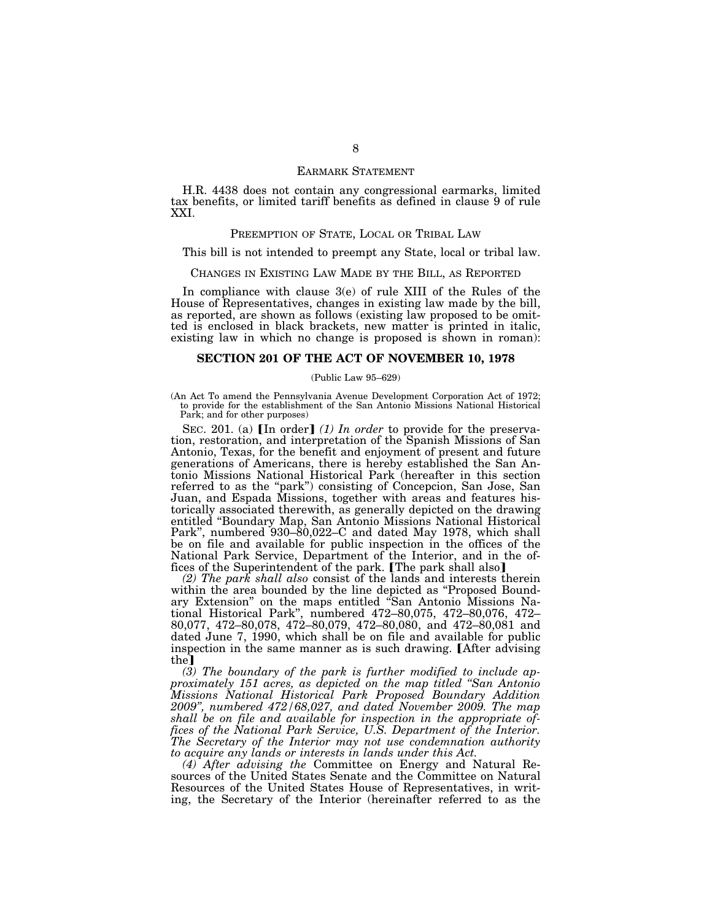EARMARK STATEMENT

H.R. 4438 does not contain any congressional earmarks, limited tax benefits, or limited tariff benefits as defined in clause 9 of rule XXI.

PREEMPTION OF STATE, LOCAL OR TRIBAL LAW

This bill is not intended to preempt any State, local or tribal law.

CHANGES IN EXISTING LAW MADE BY THE BILL, AS REPORTED

In compliance with clause 3(e) of rule XIII of the Rules of the House of Representatives, changes in existing law made by the bill, as reported, are shown as follows (existing law proposed to be omitted is enclosed in black brackets, new matter is printed in italic, existing law in which no change is proposed is shown in roman):

## SECTION 201 OF THE ACT OF NOVEMBER 10, 1978

(Public Law 95–629)

(An Act To amend the Pennsylvania Avenue Development Corporation Act of 1972; to provide for the establishment of the San Antonio Missions National Historical Park; and for other purposes)

SEC. 201. (a) ⟦In order⟧ *(1) In order* to provide for the preservation, restoration, and interpretation of the Spanish Missions of San Antonio, Texas, for the benefit and enjoyment of present and future generations of Americans, there is hereby established the San Antonio Missions National Historical Park (hereafter in this section referred to as the "park") consisting of Concepcion, San Jose, San Juan, and Espada Missions, together with areas and features historically associated therewith, as generally depicted on the drawing entitled "Boundary Map, San Antonio Missions National Historical Park", numbered 930–80,022–C and dated May 1978, which shall be on file and available for public inspection in the offices of the National Park Service, Department of the Interior, and in the offices of the Superintendent of the park. ⟦The park shall also⟧

*(2) The park shall also* consist of the lands and interests therein within the area bounded by the line depicted as "Proposed Boundary Extension" on the maps entitled "San Antonio Missions National Historical Park", numbered 472–80,075, 472–80,076, 472–80,077, 472–80,078, 472–80,079, 472–80,080, and 472–80,081 and dated June 7, 1990, which shall be on file and available for public inspection in the same manner as is such drawing. ⟦After advising the⟧

*(3) The boundary of the park is further modified to include approximately 151 acres, as depicted on the map titled "San Antonio Missions National Historical Park Proposed Boundary Addition 2009", numbered 472/68,027, and dated November 2009. The map shall be on file and available for inspection in the appropriate offices of the National Park Service, U.S. Department of the Interior. The Secretary of the Interior may not use condemnation authority to acquire any lands or interests in lands under this Act.*

*(4) After advising the* Committee on Energy and Natural Resources of the United States Senate and the Committee on Natural Resources of the United States House of Representatives, in writing, the Secretary of the Interior (hereinafter referred to as the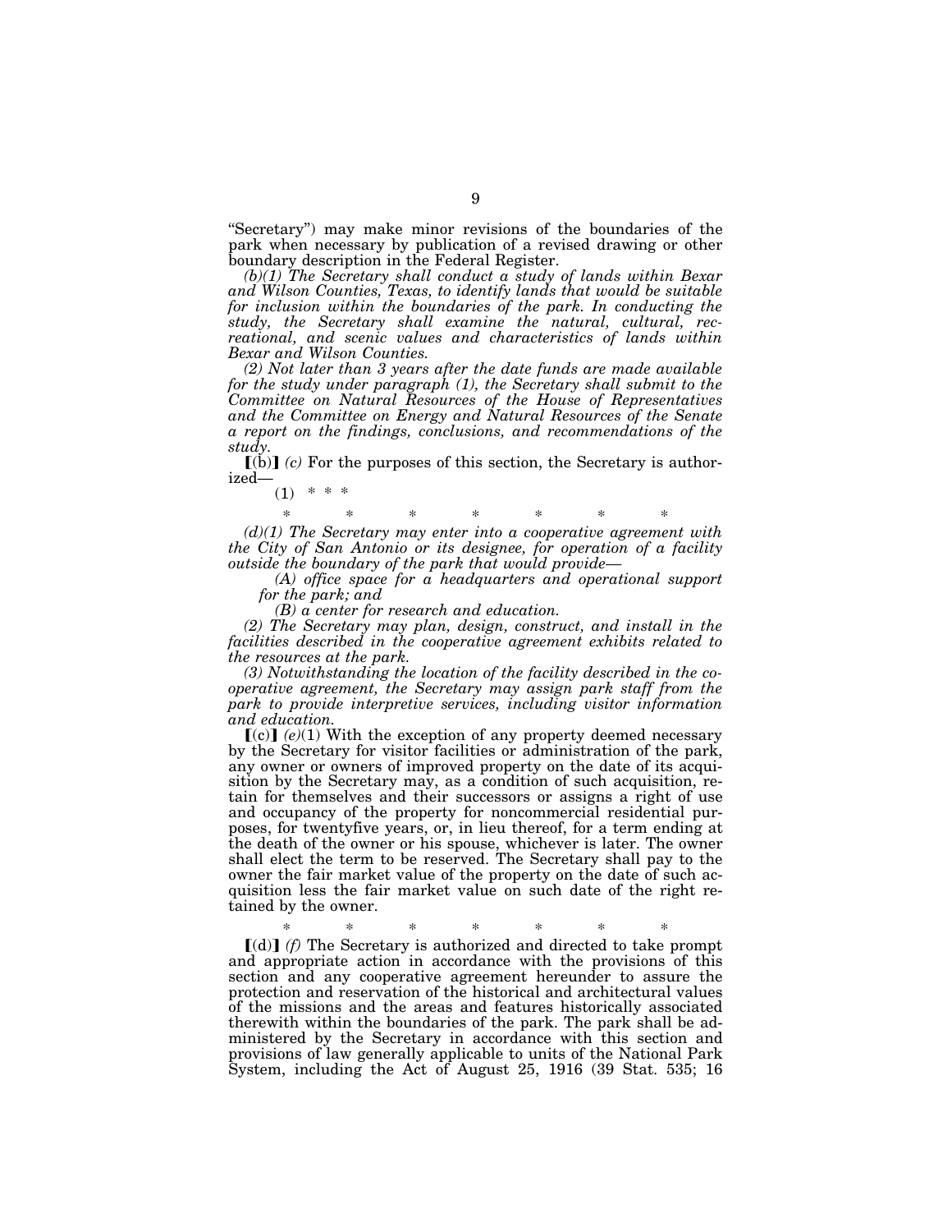"Secretary") may make minor revisions of the boundaries of the park when necessary by publication of a revised drawing or other boundary description in the Federal Register.

*(b)(1) The Secretary shall conduct a study of lands within Bexar and Wilson Counties, Texas, to identify lands that would be suitable for inclusion within the boundaries of the park. In conducting the study, the Secretary shall examine the natural, cultural, recreational, and scenic values and characteristics of lands within Bexar and Wilson Counties.*

*(2) Not later than 3 years after the date funds are made available for the study under paragraph (1), the Secretary shall submit to the Committee on Natural Resources of the House of Representatives and the Committee on Energy and Natural Resources of the Senate a report on the findings, conclusions, and recommendations of the study.*

【(b)】 *(c)* For the purposes of this section, the Secretary is authorized—

(1) * * *

\* \* \* \* \* \* \*

*(d)(1) The Secretary may enter into a cooperative agreement with the City of San Antonio or its designee, for operation of a facility outside the boundary of the park that would provide—*

*(A) office space for a headquarters and operational support for the park; and*

*(B) a center for research and education.*

*(2) The Secretary may plan, design, construct, and install in the facilities described in the cooperative agreement exhibits related to the resources at the park.*

*(3) Notwithstanding the location of the facility described in the cooperative agreement, the Secretary may assign park staff from the park to provide interpretive services, including visitor information and education.*

【(c)】 *(e)*(1) With the exception of any property deemed necessary by the Secretary for visitor facilities or administration of the park, any owner or owners of improved property on the date of its acquisition by the Secretary may, as a condition of such acquisition, retain for themselves and their successors or assigns a right of use and occupancy of the property for noncommercial residential purposes, for twentyfive years, or, in lieu thereof, for a term ending at the death of the owner or his spouse, whichever is later. The owner shall elect the term to be reserved. The Secretary shall pay to the owner the fair market value of the property on the date of such acquisition less the fair market value on such date of the right retained by the owner.

\* \* \* \* \* \* \*

【(d)】 *(f)* The Secretary is authorized and directed to take prompt and appropriate action in accordance with the provisions of this section and any cooperative agreement hereunder to assure the protection and reservation of the historical and architectural values of the missions and the areas and features historically associated therewith within the boundaries of the park. The park shall be administered by the Secretary in accordance with this section and provisions of law generally applicable to units of the National Park System, including the Act of August 25, 1916 (39 Stat. 535; 16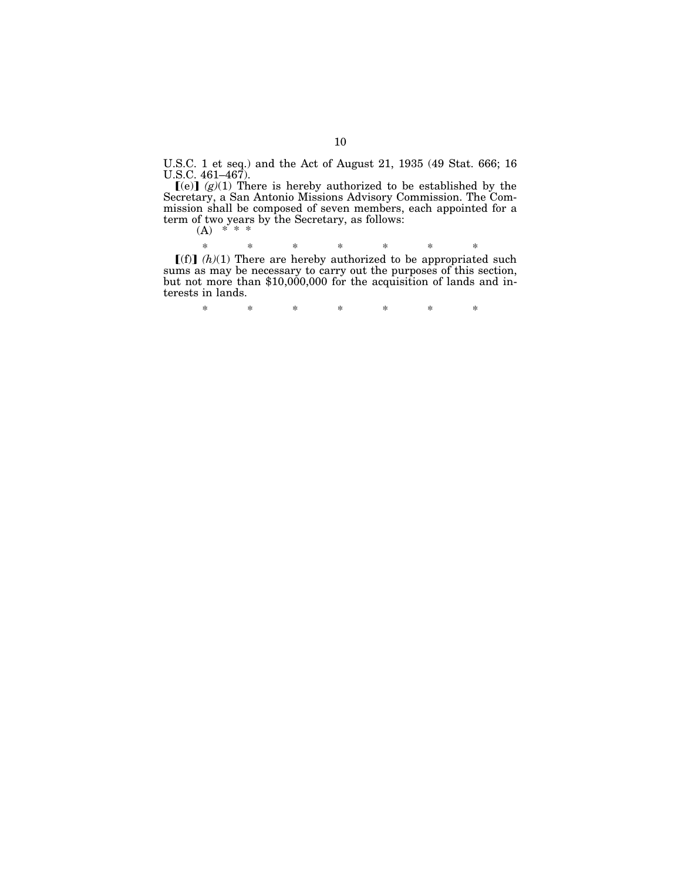U.S.C. 1 et seq.) and the Act of August 21, 1935 (49 Stat. 666; 16 U.S.C. 461–467).

【(e)】 *(g)*(1) There is hereby authorized to be established by the Secretary, a San Antonio Missions Advisory Commission. The Commission shall be composed of seven members, each appointed for a term of two years by the Secretary, as follows:

(A) * * *

\* \* \* \* \* \* \*

【(f)】 *(h)*(1) There are hereby authorized to be appropriated such sums as may be necessary to carry out the purposes of this section, but not more than $10,000,000 for the acquisition of lands and interests in lands.

\* \* \* \* \* \* \*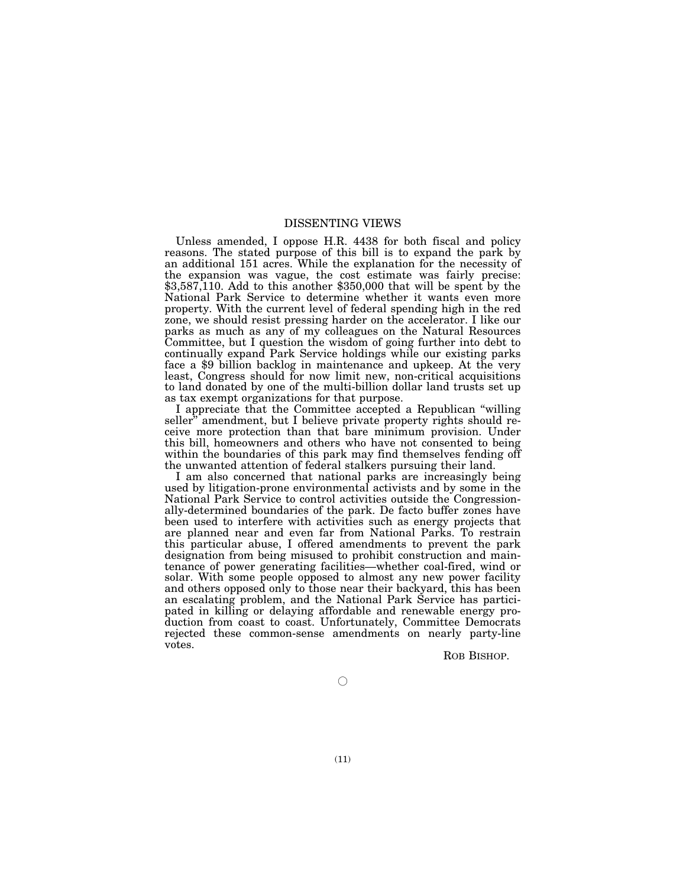## DISSENTING VIEWS

Unless amended, I oppose H.R. 4438 for both fiscal and policy reasons. The stated purpose of this bill is to expand the park by an additional 151 acres. While the explanation for the necessity of the expansion was vague, the cost estimate was fairly precise: $3,587,110. Add to this another $350,000 that will be spent by the National Park Service to determine whether it wants even more property. With the current level of federal spending high in the red zone, we should resist pressing harder on the accelerator. I like our parks as much as any of my colleagues on the Natural Resources Committee, but I question the wisdom of going further into debt to continually expand Park Service holdings while our existing parks face a $9 billion backlog in maintenance and upkeep. At the very least, Congress should for now limit new, non-critical acquisitions to land donated by one of the multi-billion dollar land trusts set up as tax exempt organizations for that purpose.

I appreciate that the Committee accepted a Republican "willing seller" amendment, but I believe private property rights should receive more protection than that bare minimum provision. Under this bill, homeowners and others who have not consented to being within the boundaries of this park may find themselves fending off the unwanted attention of federal stalkers pursuing their land.

I am also concerned that national parks are increasingly being used by litigation-prone environmental activists and by some in the National Park Service to control activities outside the Congressionally-determined boundaries of the park. De facto buffer zones have been used to interfere with activities such as energy projects that are planned near and even far from National Parks. To restrain this particular abuse, I offered amendments to prevent the park designation from being misused to prohibit construction and maintenance of power generating facilities—whether coal-fired, wind or solar. With some people opposed to almost any new power facility and others opposed only to those near their backyard, this has been an escalating problem, and the National Park Service has participated in killing or delaying affordable and renewable energy production from coast to coast. Unfortunately, Committee Democrats rejected these common-sense amendments on nearly party-line votes.

ROB BISHOP.

○